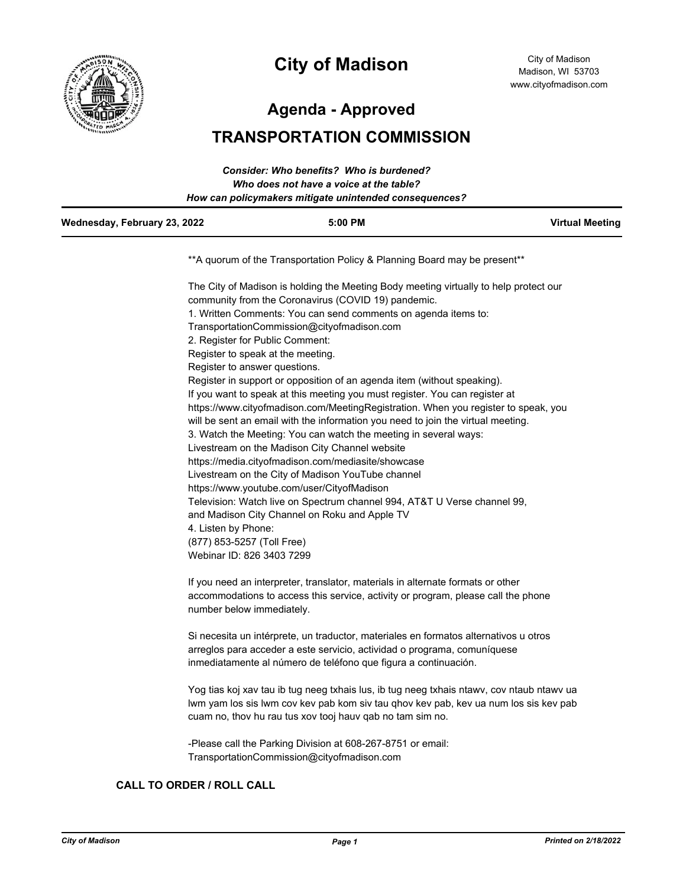# City of Madison

City of Madison
Madison, WI 53703
www.cityofmadison.com

## Agenda - Approved

## TRANSPORTATION COMMISSION

*Consider: Who benefits? Who is burdened?*
*Who does not have a voice at the table?*
*How can policymakers mitigate unintended consequences?*

| Wednesday, February 23, 2022 | 5:00 PM | Virtual Meeting |
|---|---|---|

**A quorum of the Transportation Policy & Planning Board may be present**

The City of Madison is holding the Meeting Body meeting virtually to help protect our community from the Coronavirus (COVID 19) pandemic.

1. Written Comments: You can send comments on agenda items to: TransportationCommission@cityofmadison.com
2. Register for Public Comment:
Register to speak at the meeting.
Register to answer questions.
Register in support or opposition of an agenda item (without speaking).
If you want to speak at this meeting you must register. You can register at https://www.cityofmadison.com/MeetingRegistration. When you register to speak, you will be sent an email with the information you need to join the virtual meeting.
3. Watch the Meeting: You can watch the meeting in several ways:
Livestream on the Madison City Channel website https://media.cityofmadison.com/mediasite/showcase
Livestream on the City of Madison YouTube channel https://www.youtube.com/user/CityofMadison
Television: Watch live on Spectrum channel 994, AT&T U Verse channel 99, and Madison City Channel on Roku and Apple TV
4. Listen by Phone:
(877) 853-5257 (Toll Free)
Webinar ID: 826 3403 7299

If you need an interpreter, translator, materials in alternate formats or other accommodations to access this service, activity or program, please call the phone number below immediately.

Si necesita un intérprete, un traductor, materiales en formatos alternativos u otros arreglos para acceder a este servicio, actividad o programa, comuníquese inmediatamente al número de teléfono que figura a continuación.

Yog tias koj xav tau ib tug neeg txhais lus, ib tug neeg txhais ntawv, cov ntaub ntawv ua lwm yam los sis lwm cov kev pab kom siv tau qhov kev pab, kev ua num los sis kev pab cuam no, thov hu rau tus xov tooj hauv qab no tam sim no.

-Please call the Parking Division at 608-267-8751 or email: TransportationCommission@cityofmadison.com

### CALL TO ORDER / ROLL CALL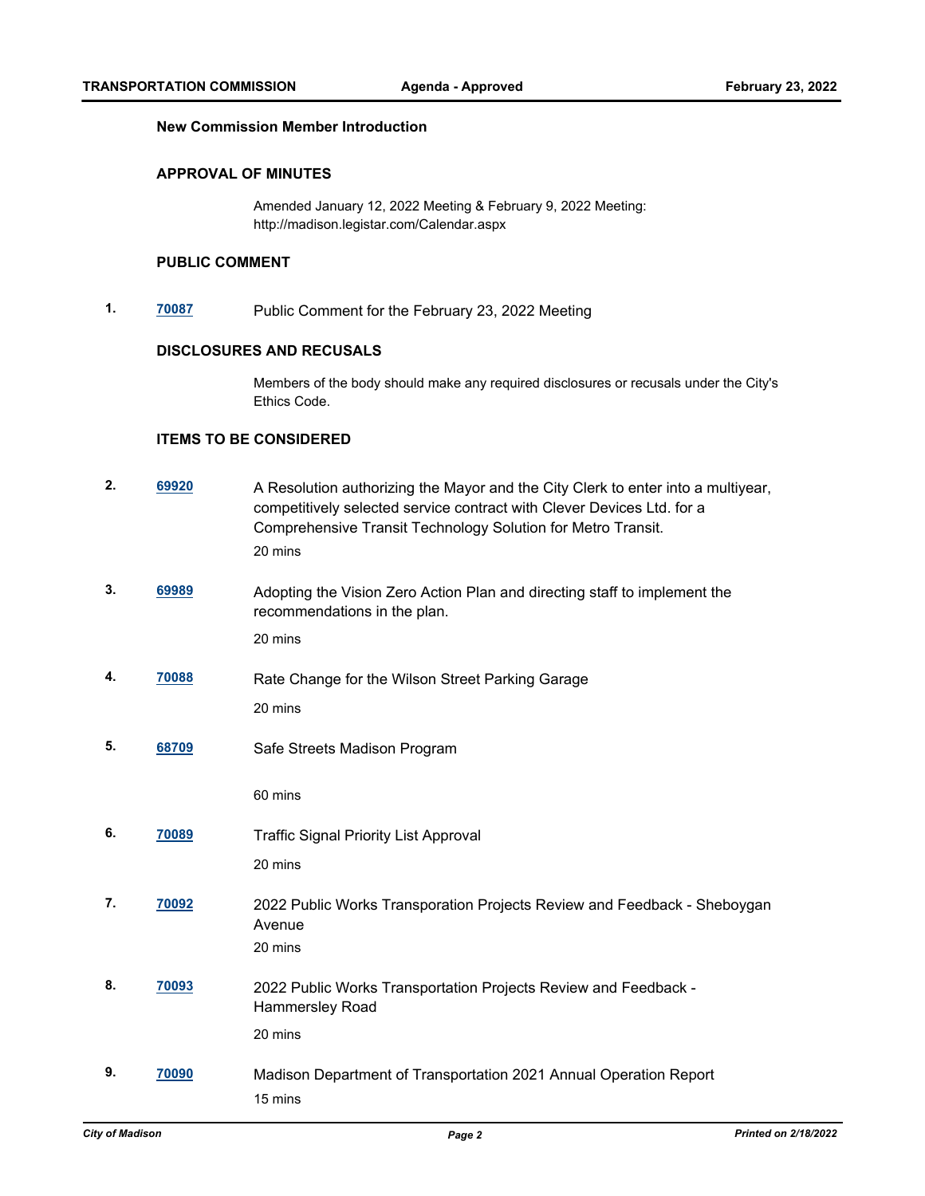### New Commission Member Introduction

### APPROVAL OF MINUTES

Amended January 12, 2022 Meeting & February 9, 2022 Meeting: http://madison.legistar.com/Calendar.aspx

### PUBLIC COMMENT

1. **70087** Public Comment for the February 23, 2022 Meeting

### DISCLOSURES AND RECUSALS

Members of the body should make any required disclosures or recusals under the City's Ethics Code.

### ITEMS TO BE CONSIDERED

2. **69920** A Resolution authorizing the Mayor and the City Clerk to enter into a multiyear, competitively selected service contract with Clever Devices Ltd. for a Comprehensive Transit Technology Solution for Metro Transit.

   20 mins

3. **69989** Adopting the Vision Zero Action Plan and directing staff to implement the recommendations in the plan.

   20 mins

4. **70088** Rate Change for the Wilson Street Parking Garage

   20 mins

5. **68709** Safe Streets Madison Program

   60 mins

6. **70089** Traffic Signal Priority List Approval

   20 mins

7. **70092** 2022 Public Works Transporation Projects Review and Feedback - Sheboygan Avenue

   20 mins

8. **70093** 2022 Public Works Transportation Projects Review and Feedback - Hammersley Road

   20 mins

9. **70090** Madison Department of Transportation 2021 Annual Operation Report

   15 mins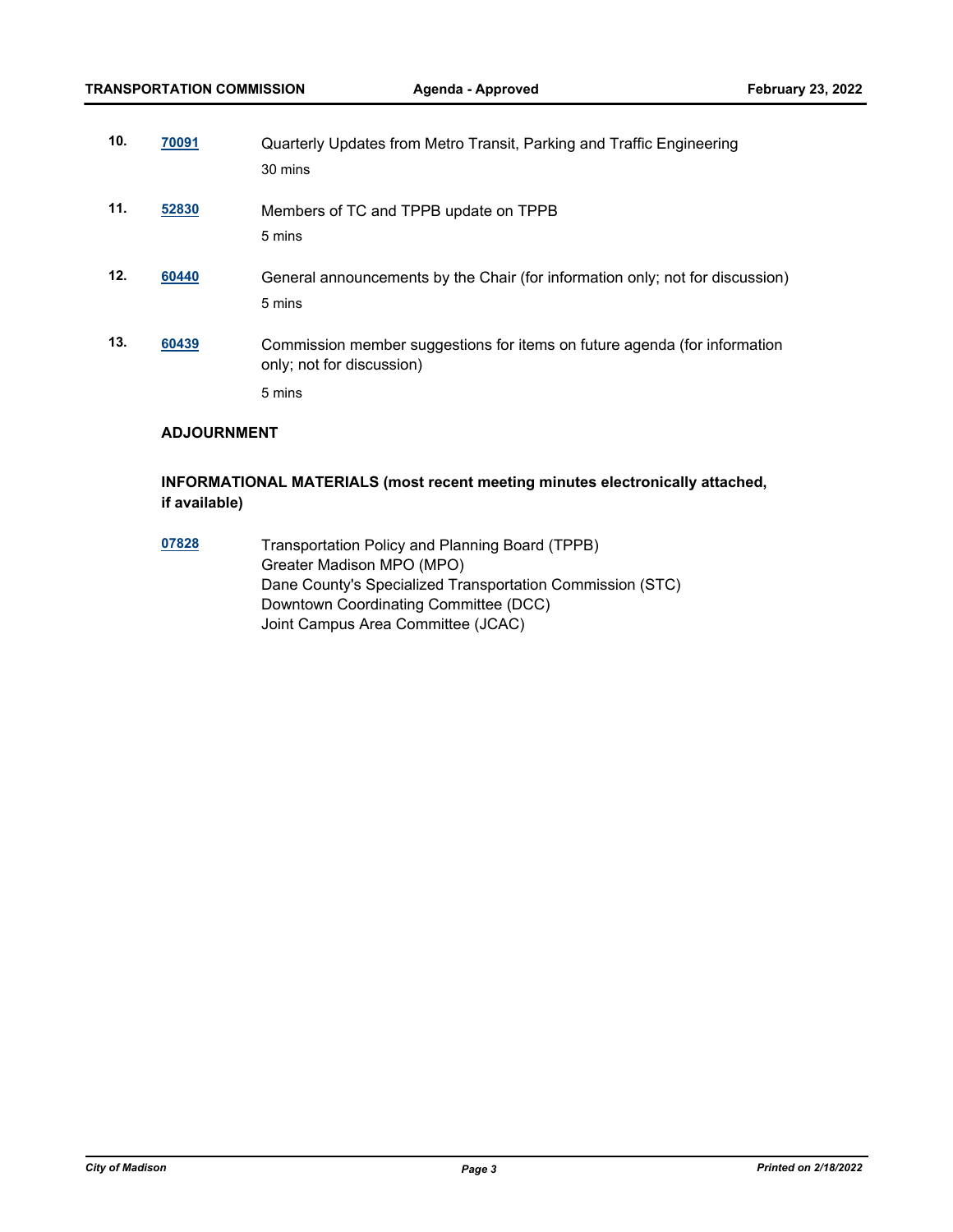10. **70091** Quarterly Updates from Metro Transit, Parking and Traffic Engineering

    30 mins

11. **52830** Members of TC and TPPB update on TPPB

    5 mins

12. **60440** General announcements by the Chair (for information only; not for discussion)

    5 mins

13. **60439** Commission member suggestions for items on future agenda (for information only; not for discussion)

    5 mins

**ADJOURNMENT**

**INFORMATIONAL MATERIALS (most recent meeting minutes electronically attached, if available)**

**07828** Transportation Policy and Planning Board (TPPB)
Greater Madison MPO (MPO)
Dane County's Specialized Transportation Commission (STC)
Downtown Coordinating Committee (DCC)
Joint Campus Area Committee (JCAC)